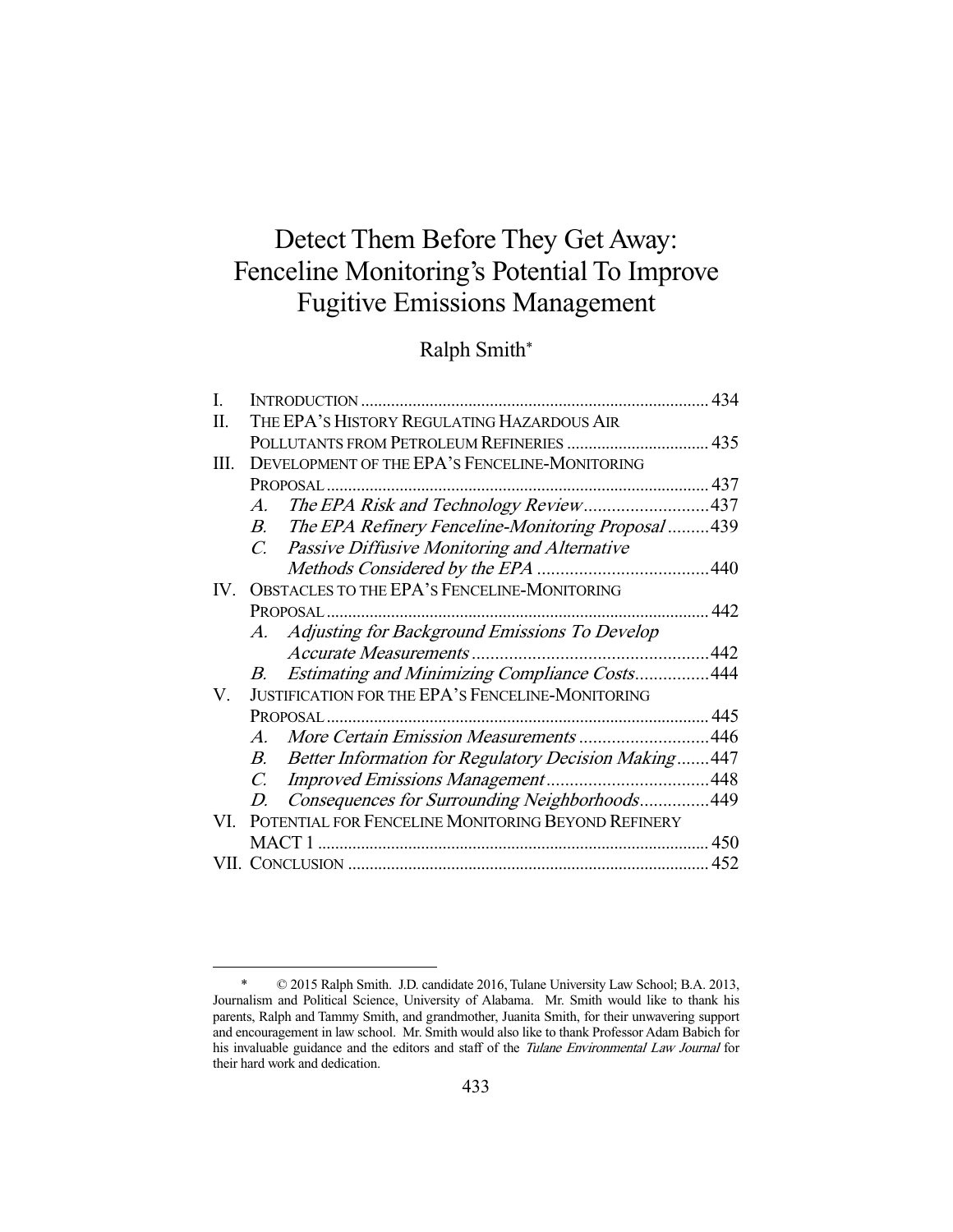# Detect Them Before They Get Away: Fenceline Monitoring's Potential To Improve Fugitive Emissions Management

Ralph Smith*

| | | |
|---|---|---|
| I. | INTRODUCTION | 434 |
| II. | THE EPA'S HISTORY REGULATING HAZARDOUS AIR POLLUTANTS FROM PETROLEUM REFINERIES | 435 |
| III. | DEVELOPMENT OF THE EPA'S FENCELINE-MONITORING PROPOSAL | 437 |
| | *A. The EPA Risk and Technology Review* | 437 |
| | *B. The EPA Refinery Fenceline-Monitoring Proposal* | 439 |
| | *C. Passive Diffusive Monitoring and Alternative Methods Considered by the EPA* | 440 |
| IV. | OBSTACLES TO THE EPA'S FENCELINE-MONITORING PROPOSAL | 442 |
| | *A. Adjusting for Background Emissions To Develop Accurate Measurements* | 442 |
| | *B. Estimating and Minimizing Compliance Costs* | 444 |
| V. | JUSTIFICATION FOR THE EPA'S FENCELINE-MONITORING PROPOSAL | 445 |
| | *A. More Certain Emission Measurements* | 446 |
| | *B. Better Information for Regulatory Decision Making* | 447 |
| | *C. Improved Emissions Management* | 448 |
| | *D. Consequences for Surrounding Neighborhoods* | 449 |
| VI. | POTENTIAL FOR FENCELINE MONITORING BEYOND REFINERY MACT 1 | 450 |
| VII. | CONCLUSION | 452 |

\* © 2015 Ralph Smith. J.D. candidate 2016, Tulane University Law School; B.A. 2013, Journalism and Political Science, University of Alabama. Mr. Smith would like to thank his parents, Ralph and Tammy Smith, and grandmother, Juanita Smith, for their unwavering support and encouragement in law school. Mr. Smith would also like to thank Professor Adam Babich for his invaluable guidance and the editors and staff of the *Tulane Environmental Law Journal* for their hard work and dedication.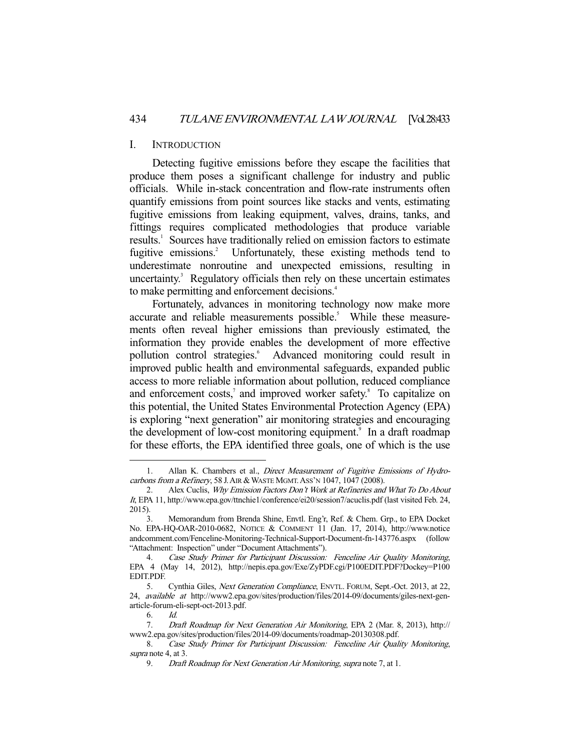## I. Introduction

Detecting fugitive emissions before they escape the facilities that produce them poses a significant challenge for industry and public officials. While in-stack concentration and flow-rate instruments often quantify emissions from point sources like stacks and vents, estimating fugitive emissions from leaking equipment, valves, drains, tanks, and fittings requires complicated methodologies that produce variable results.[1] Sources have traditionally relied on emission factors to estimate fugitive emissions.[2] Unfortunately, these existing methods tend to underestimate nonroutine and unexpected emissions, resulting in uncertainty.[3] Regulatory officials then rely on these uncertain estimates to make permitting and enforcement decisions.[4]

Fortunately, advances in monitoring technology now make more accurate and reliable measurements possible.[5] While these measurements often reveal higher emissions than previously estimated, the information they provide enables the development of more effective pollution control strategies.[6] Advanced monitoring could result in improved public health and environmental safeguards, expanded public access to more reliable information about pollution, reduced compliance and enforcement costs,[7] and improved worker safety.[8] To capitalize on this potential, the United States Environmental Protection Agency (EPA) is exploring "next generation" air monitoring strategies and encouraging the development of low-cost monitoring equipment.[9] In a draft roadmap for these efforts, the EPA identified three goals, one of which is the use

---

1. Allan K. Chambers et al., *Direct Measurement of Fugitive Emissions of Hydrocarbons from a Refinery*, 58 J. AIR & WASTE MGMT. ASS'N 1047, 1047 (2008).

2. Alex Cuclis, *Why Emission Factors Don't Work at Refineries and What To Do About It*, EPA 11, http://www.epa.gov/ttnchie1/conference/ei20/session7/acuclis.pdf (last visited Feb. 24, 2015).

3. Memorandum from Brenda Shine, Envtl. Eng'r, Ref. & Chem. Grp., to EPA Docket No. EPA-HQ-OAR-2010-0682, NOTICE & COMMENT 11 (Jan. 17, 2014), http://www.noticeandcomment.com/Fenceline-Monitoring-Technical-Support-Document-fn-143776.aspx (follow "Attachment: Inspection" under "Document Attachments").

4. *Case Study Primer for Participant Discussion: Fenceline Air Quality Monitoring*, EPA 4 (May 14, 2012), http://nepis.epa.gov/Exe/ZyPDF.cgi/P100EDIT.PDF?Dockey=P100EDIT.PDF.

5. Cynthia Giles, *Next Generation Compliance*, ENVTL. FORUM, Sept.-Oct. 2013, at 22, 24, *available at* http://www2.epa.gov/sites/production/files/2014-09/documents/giles-next-gen-article-forum-eli-sept-oct-2013.pdf.

6. *Id.*

7. *Draft Roadmap for Next Generation Air Monitoring*, EPA 2 (Mar. 8, 2013), http://www2.epa.gov/sites/production/files/2014-09/documents/roadmap-20130308.pdf.

8. *Case Study Primer for Participant Discussion: Fenceline Air Quality Monitoring*, *supra* note 4, at 3.

9. *Draft Roadmap for Next Generation Air Monitoring*, *supra* note 7, at 1.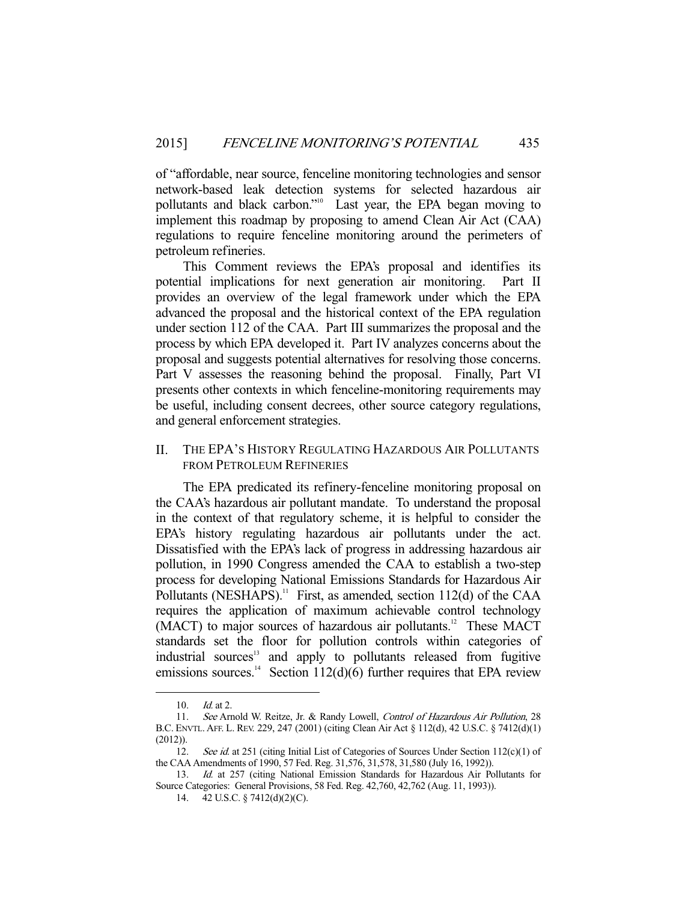of "affordable, near source, fenceline monitoring technologies and sensor network-based leak detection systems for selected hazardous air pollutants and black carbon."[10] Last year, the EPA began moving to implement this roadmap by proposing to amend Clean Air Act (CAA) regulations to require fenceline monitoring around the perimeters of petroleum refineries.

This Comment reviews the EPA's proposal and identifies its potential implications for next generation air monitoring. Part II provides an overview of the legal framework under which the EPA advanced the proposal and the historical context of the EPA regulation under section 112 of the CAA. Part III summarizes the proposal and the process by which EPA developed it. Part IV analyzes concerns about the proposal and suggests potential alternatives for resolving those concerns. Part V assesses the reasoning behind the proposal. Finally, Part VI presents other contexts in which fenceline-monitoring requirements may be useful, including consent decrees, other source category regulations, and general enforcement strategies.

## II. THE EPA'S HISTORY REGULATING HAZARDOUS AIR POLLUTANTS FROM PETROLEUM REFINERIES

The EPA predicated its refinery-fenceline monitoring proposal on the CAA's hazardous air pollutant mandate. To understand the proposal in the context of that regulatory scheme, it is helpful to consider the EPA's history regulating hazardous air pollutants under the act. Dissatisfied with the EPA's lack of progress in addressing hazardous air pollution, in 1990 Congress amended the CAA to establish a two-step process for developing National Emissions Standards for Hazardous Air Pollutants (NESHAPS).[11] First, as amended, section 112(d) of the CAA requires the application of maximum achievable control technology (MACT) to major sources of hazardous air pollutants.[12] These MACT standards set the floor for pollution controls within categories of industrial sources[13] and apply to pollutants released from fugitive emissions sources.[14] Section 112(d)(6) further requires that EPA review

---

10. *Id.* at 2.

11. *See* Arnold W. Reitze, Jr. & Randy Lowell, *Control of Hazardous Air Pollution*, 28 B.C. ENVTL. AFF. L. REV. 229, 247 (2001) (citing Clean Air Act § 112(d), 42 U.S.C. § 7412(d)(1) (2012)).

12. *See id.* at 251 (citing Initial List of Categories of Sources Under Section 112(c)(1) of the CAA Amendments of 1990, 57 Fed. Reg. 31,576, 31,578, 31,580 (July 16, 1992)).

13. *Id.* at 257 (citing National Emission Standards for Hazardous Air Pollutants for Source Categories: General Provisions, 58 Fed. Reg. 42,760, 42,762 (Aug. 11, 1993)).

14. 42 U.S.C. § 7412(d)(2)(C).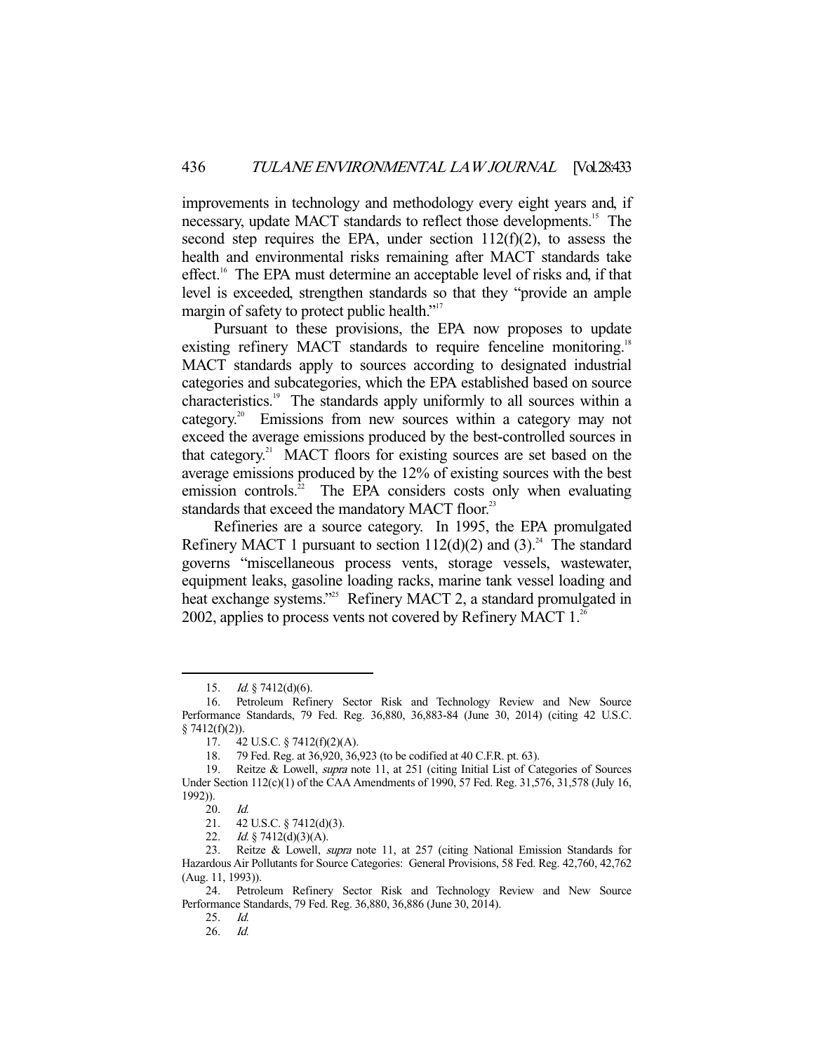improvements in technology and methodology every eight years and, if necessary, update MACT standards to reflect those developments.[15] The second step requires the EPA, under section 112(f)(2), to assess the health and environmental risks remaining after MACT standards take effect.[16] The EPA must determine an acceptable level of risks and, if that level is exceeded, strengthen standards so that they "provide an ample margin of safety to protect public health."[17]

Pursuant to these provisions, the EPA now proposes to update existing refinery MACT standards to require fenceline monitoring.[18] MACT standards apply to sources according to designated industrial categories and subcategories, which the EPA established based on source characteristics.[19] The standards apply uniformly to all sources within a category.[20] Emissions from new sources within a category may not exceed the average emissions produced by the best-controlled sources in that category.[21] MACT floors for existing sources are set based on the average emissions produced by the 12% of existing sources with the best emission controls.[22] The EPA considers costs only when evaluating standards that exceed the mandatory MACT floor.[23]

Refineries are a source category. In 1995, the EPA promulgated Refinery MACT 1 pursuant to section 112(d)(2) and (3).[24] The standard governs "miscellaneous process vents, storage vessels, wastewater, equipment leaks, gasoline loading racks, marine tank vessel loading and heat exchange systems."[25] Refinery MACT 2, a standard promulgated in 2002, applies to process vents not covered by Refinery MACT 1.[26]

---

15. *Id.* § 7412(d)(6).

16. Petroleum Refinery Sector Risk and Technology Review and New Source Performance Standards, 79 Fed. Reg. 36,880, 36,883-84 (June 30, 2014) (citing 42 U.S.C. § 7412(f)(2)).

17. 42 U.S.C. § 7412(f)(2)(A).

18. 79 Fed. Reg. at 36,920, 36,923 (to be codified at 40 C.F.R. pt. 63).

19. Reitze & Lowell, *supra* note 11, at 251 (citing Initial List of Categories of Sources Under Section 112(c)(1) of the CAA Amendments of 1990, 57 Fed. Reg. 31,576, 31,578 (July 16, 1992)).

20. *Id.*

21. 42 U.S.C. § 7412(d)(3).

22. *Id.* § 7412(d)(3)(A).

23. Reitze & Lowell, *supra* note 11, at 257 (citing National Emission Standards for Hazardous Air Pollutants for Source Categories: General Provisions, 58 Fed. Reg. 42,760, 42,762 (Aug. 11, 1993)).

24. Petroleum Refinery Sector Risk and Technology Review and New Source Performance Standards, 79 Fed. Reg. 36,880, 36,886 (June 30, 2014).

25. *Id.*

26. *Id.*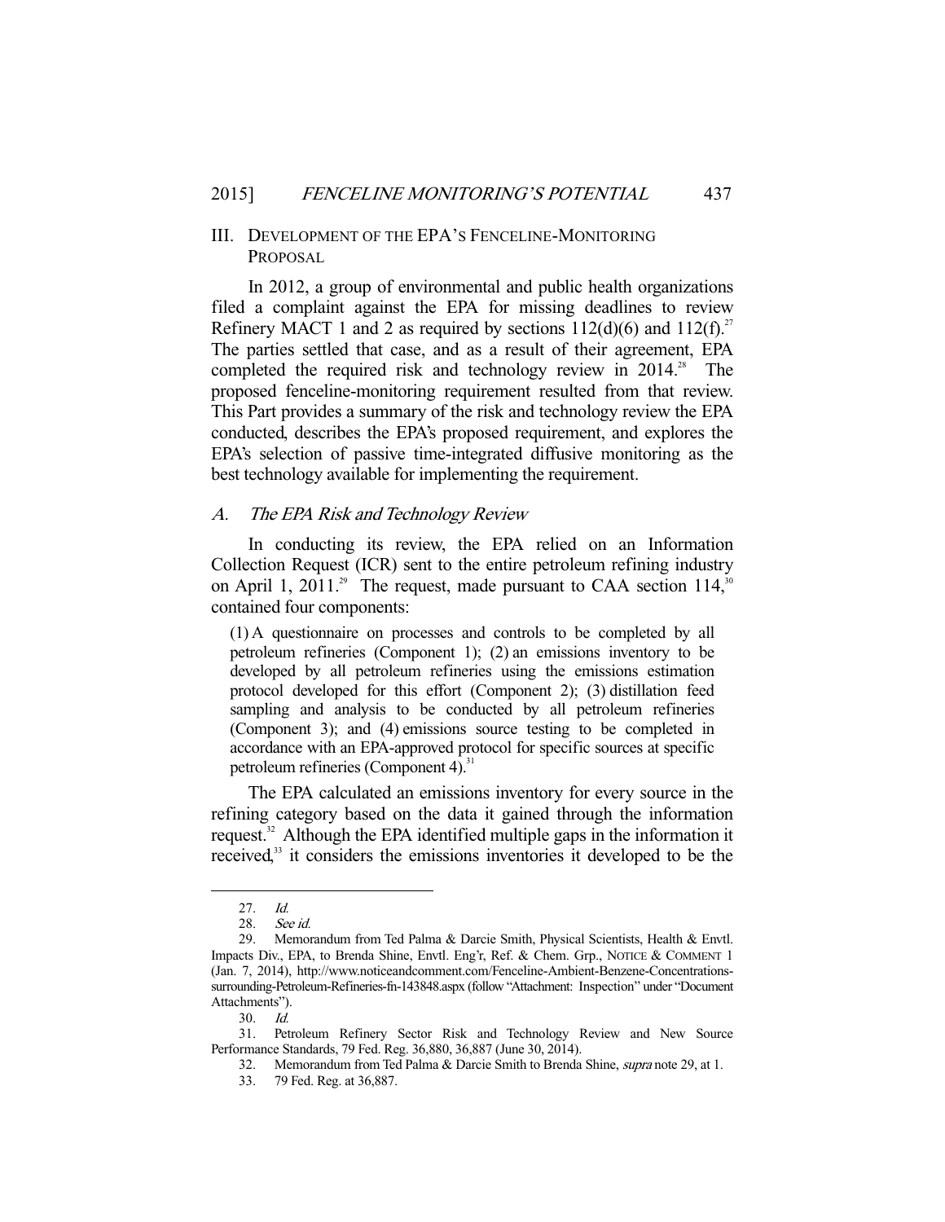## III. Development of the EPA's Fenceline-Monitoring Proposal

In 2012, a group of environmental and public health organizations filed a complaint against the EPA for missing deadlines to review Refinery MACT 1 and 2 as required by sections 112(d)(6) and 112(f).[27] The parties settled that case, and as a result of their agreement, EPA completed the required risk and technology review in 2014.[28] The proposed fenceline-monitoring requirement resulted from that review. This Part provides a summary of the risk and technology review the EPA conducted, describes the EPA's proposed requirement, and explores the EPA's selection of passive time-integrated diffusive monitoring as the best technology available for implementing the requirement.

### *A. The EPA Risk and Technology Review*

In conducting its review, the EPA relied on an Information Collection Request (ICR) sent to the entire petroleum refining industry on April 1, 2011.[29] The request, made pursuant to CAA section 114,[30] contained four components:

> (1) A questionnaire on processes and controls to be completed by all petroleum refineries (Component 1); (2) an emissions inventory to be developed by all petroleum refineries using the emissions estimation protocol developed for this effort (Component 2); (3) distillation feed sampling and analysis to be conducted by all petroleum refineries (Component 3); and (4) emissions source testing to be completed in accordance with an EPA-approved protocol for specific sources at specific petroleum refineries (Component 4).[31]

The EPA calculated an emissions inventory for every source in the refining category based on the data it gained through the information request.[32] Although the EPA identified multiple gaps in the information it received,[33] it considers the emissions inventories it developed to be the

---

27. *Id.*

28. *See id.*

29. Memorandum from Ted Palma & Darcie Smith, Physical Scientists, Health & Envtl. Impacts Div., EPA, to Brenda Shine, Envtl. Eng'r, Ref. & Chem. Grp., NOTICE & COMMENT 1 (Jan. 7, 2014), http://www.noticeandcomment.com/Fenceline-Ambient-Benzene-Concentrations-surrounding-Petroleum-Refineries-fn-143848.aspx (follow "Attachment: Inspection" under "Document Attachments").

30. *Id.*

31. Petroleum Refinery Sector Risk and Technology Review and New Source Performance Standards, 79 Fed. Reg. 36,880, 36,887 (June 30, 2014).

32. Memorandum from Ted Palma & Darcie Smith to Brenda Shine, *supra* note 29, at 1.

33. 79 Fed. Reg. at 36,887.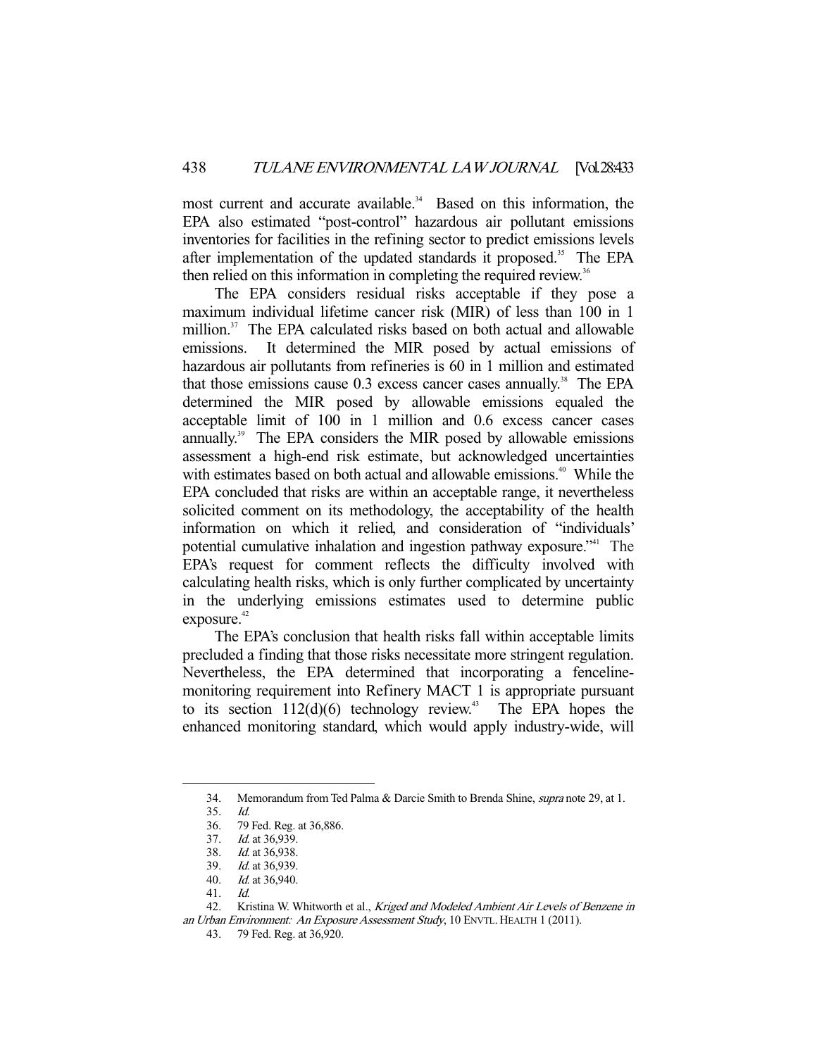most current and accurate available.[34] Based on this information, the EPA also estimated "post-control" hazardous air pollutant emissions inventories for facilities in the refining sector to predict emissions levels after implementation of the updated standards it proposed.[35] The EPA then relied on this information in completing the required review.[36]

The EPA considers residual risks acceptable if they pose a maximum individual lifetime cancer risk (MIR) of less than 100 in 1 million.[37] The EPA calculated risks based on both actual and allowable emissions. It determined the MIR posed by actual emissions of hazardous air pollutants from refineries is 60 in 1 million and estimated that those emissions cause 0.3 excess cancer cases annually.[38] The EPA determined the MIR posed by allowable emissions equaled the acceptable limit of 100 in 1 million and 0.6 excess cancer cases annually.[39] The EPA considers the MIR posed by allowable emissions assessment a high-end risk estimate, but acknowledged uncertainties with estimates based on both actual and allowable emissions.[40] While the EPA concluded that risks are within an acceptable range, it nevertheless solicited comment on its methodology, the acceptability of the health information on which it relied, and consideration of "individuals' potential cumulative inhalation and ingestion pathway exposure."[41] The EPA's request for comment reflects the difficulty involved with calculating health risks, which is only further complicated by uncertainty in the underlying emissions estimates used to determine public exposure.[42]

The EPA's conclusion that health risks fall within acceptable limits precluded a finding that those risks necessitate more stringent regulation. Nevertheless, the EPA determined that incorporating a fenceline-monitoring requirement into Refinery MACT 1 is appropriate pursuant to its section 112(d)(6) technology review.[43] The EPA hopes the enhanced monitoring standard, which would apply industry-wide, will

---

34. Memorandum from Ted Palma & Darcie Smith to Brenda Shine, *supra* note 29, at 1.

35. *Id.*

36. 79 Fed. Reg. at 36,886.

37. *Id.* at 36,939.

38. *Id.* at 36,938.

39. *Id.* at 36,939.

40. *Id.* at 36,940.

41. *Id.*

42. Kristina W. Whitworth et al., *Kriged and Modeled Ambient Air Levels of Benzene in an Urban Environment: An Exposure Assessment Study*, 10 ENVTL. HEALTH 1 (2011).

43. 79 Fed. Reg. at 36,920.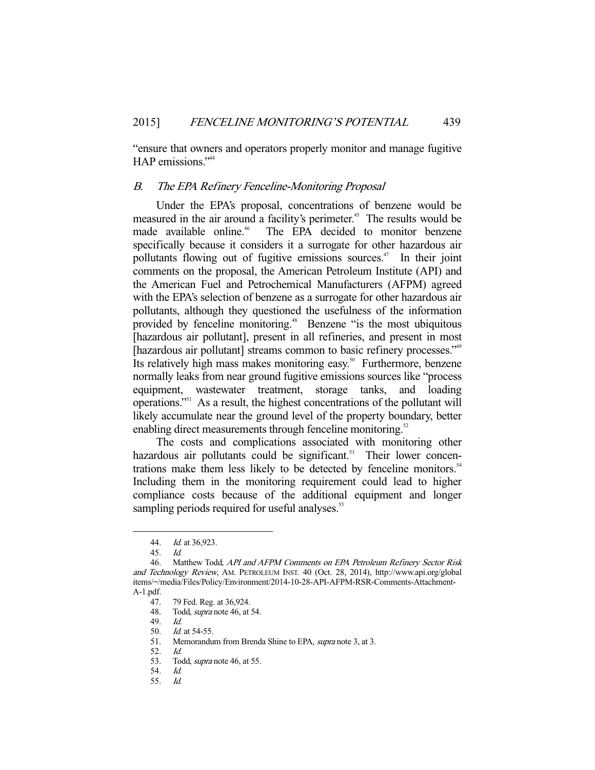"ensure that owners and operators properly monitor and manage fugitive HAP emissions."[44]

### B. *The EPA Refinery Fenceline-Monitoring Proposal*

Under the EPA's proposal, concentrations of benzene would be measured in the air around a facility's perimeter.[45] The results would be made available online.[46] The EPA decided to monitor benzene specifically because it considers it a surrogate for other hazardous air pollutants flowing out of fugitive emissions sources.[47] In their joint comments on the proposal, the American Petroleum Institute (API) and the American Fuel and Petrochemical Manufacturers (AFPM) agreed with the EPA's selection of benzene as a surrogate for other hazardous air pollutants, although they questioned the usefulness of the information provided by fenceline monitoring.[48] Benzene "is the most ubiquitous [hazardous air pollutant], present in all refineries, and present in most [hazardous air pollutant] streams common to basic refinery processes."[49] Its relatively high mass makes monitoring easy.[50] Furthermore, benzene normally leaks from near ground fugitive emissions sources like "process equipment, wastewater treatment, storage tanks, and loading operations."[51] As a result, the highest concentrations of the pollutant will likely accumulate near the ground level of the property boundary, better enabling direct measurements through fenceline monitoring.[52]

The costs and complications associated with monitoring other hazardous air pollutants could be significant.[53] Their lower concentrations make them less likely to be detected by fenceline monitors.[54] Including them in the monitoring requirement could lead to higher compliance costs because of the additional equipment and longer sampling periods required for useful analyses.[55]

---

44. *Id.* at 36,923.
45. *Id.*
46. Matthew Todd, *API and AFPM Comments on EPA Petroleum Refinery Sector Risk and Technology Review*, AM. PETROLEUM INST. 40 (Oct. 28, 2014), http://www.api.org/globalitems/~/media/Files/Policy/Environment/2014-10-28-API-AFPM-RSR-Comments-Attachment-A-1.pdf.
47. 79 Fed. Reg. at 36,924.
48. Todd, *supra* note 46, at 54.
49. *Id.*
50. *Id.* at 54-55.
51. Memorandum from Brenda Shine to EPA, *supra* note 3, at 3.
52. *Id.*
53. Todd, *supra* note 46, at 55.
54. *Id.*
55. *Id.*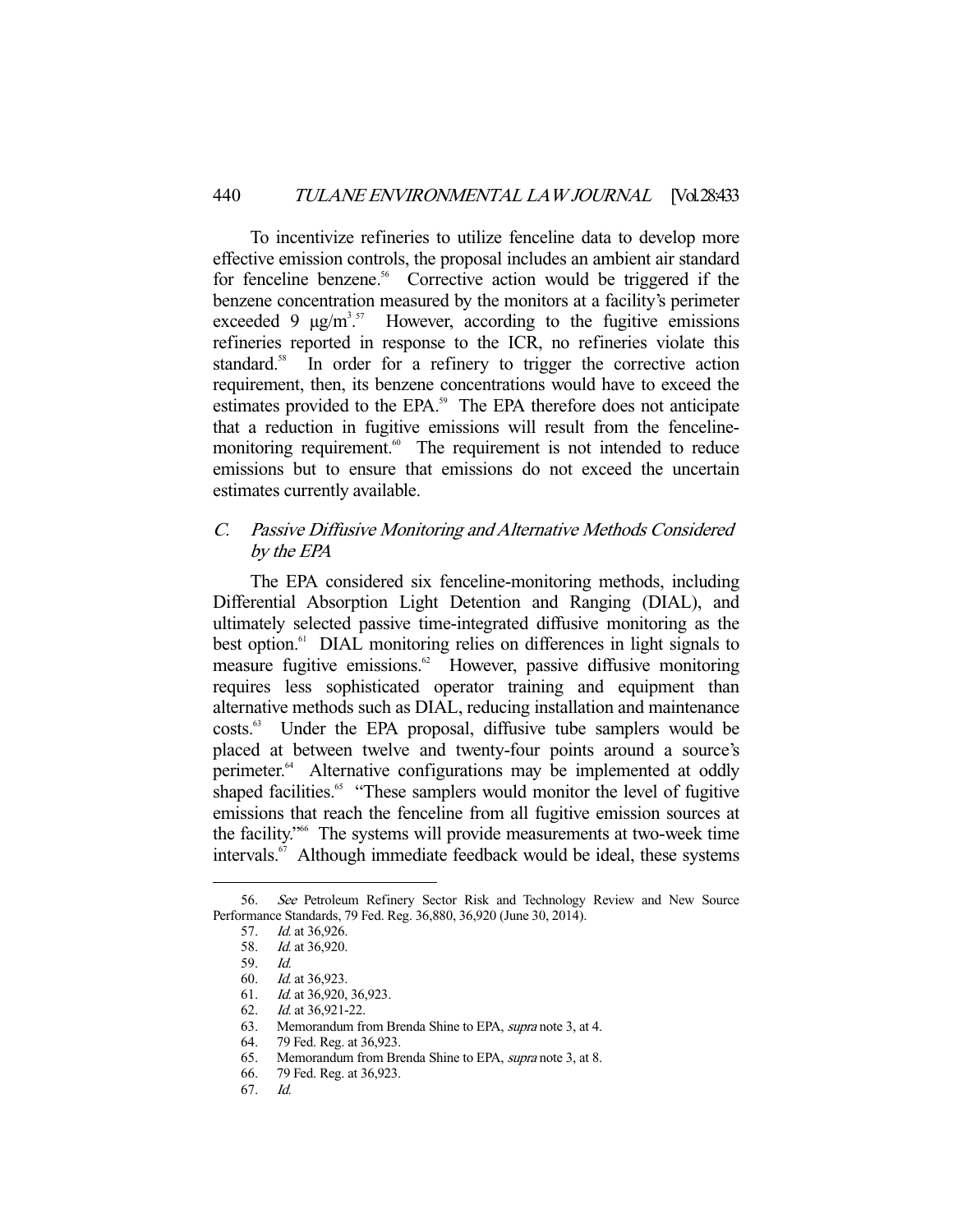To incentivize refineries to utilize fenceline data to develop more effective emission controls, the proposal includes an ambient air standard for fenceline benzene.[56] Corrective action would be triggered if the benzene concentration measured by the monitors at a facility's perimeter exceeded 9 $\mu g/m^3$.[57] However, according to the fugitive emissions refineries reported in response to the ICR, no refineries violate this standard.[58] In order for a refinery to trigger the corrective action requirement, then, its benzene concentrations would have to exceed the estimates provided to the EPA.[59] The EPA therefore does not anticipate that a reduction in fugitive emissions will result from the fenceline-monitoring requirement.[60] The requirement is not intended to reduce emissions but to ensure that emissions do not exceed the uncertain estimates currently available.

### C. *Passive Diffusive Monitoring and Alternative Methods Considered by the EPA*

The EPA considered six fenceline-monitoring methods, including Differential Absorption Light Detention and Ranging (DIAL), and ultimately selected passive time-integrated diffusive monitoring as the best option.[61] DIAL monitoring relies on differences in light signals to measure fugitive emissions.[62] However, passive diffusive monitoring requires less sophisticated operator training and equipment than alternative methods such as DIAL, reducing installation and maintenance costs.[63] Under the EPA proposal, diffusive tube samplers would be placed at between twelve and twenty-four points around a source's perimeter.[64] Alternative configurations may be implemented at oddly shaped facilities.[65] "These samplers would monitor the level of fugitive emissions that reach the fenceline from all fugitive emission sources at the facility."[66] The systems will provide measurements at two-week time intervals.[67] Although immediate feedback would be ideal, these systems

---

56. *See* Petroleum Refinery Sector Risk and Technology Review and New Source Performance Standards, 79 Fed. Reg. 36,880, 36,920 (June 30, 2014).

57. *Id.* at 36,926.

58. *Id.* at 36,920.

59. *Id.*

60. *Id.* at 36,923.

61. *Id.* at 36,920, 36,923.

62. *Id.* at 36,921-22.

63. Memorandum from Brenda Shine to EPA, *supra* note 3, at 4.

64. 79 Fed. Reg. at 36,923.

65. Memorandum from Brenda Shine to EPA, *supra* note 3, at 8.

66. 79 Fed. Reg. at 36,923.

67. *Id.*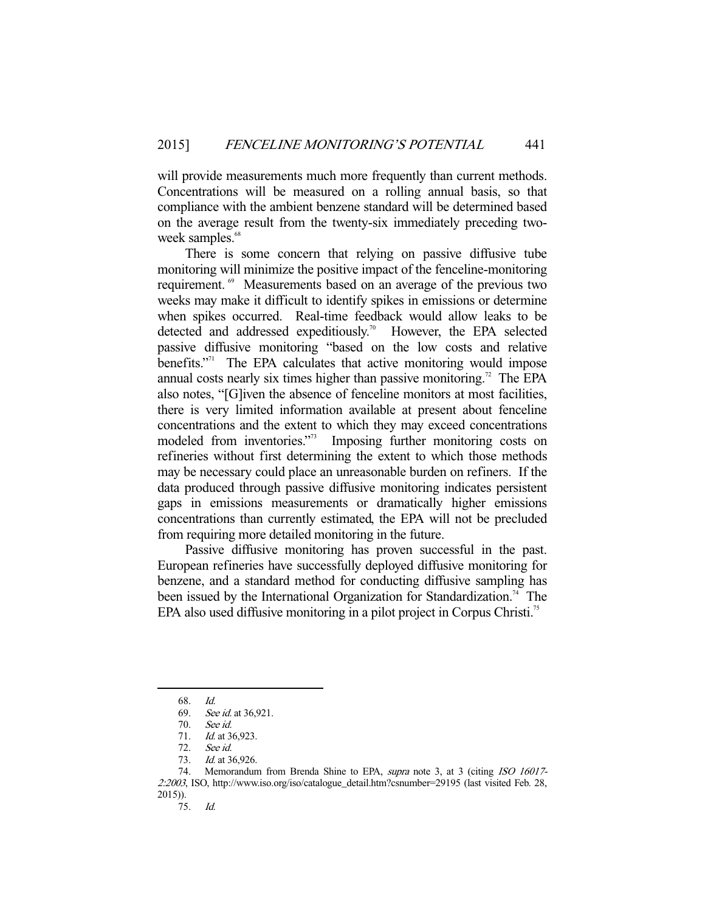will provide measurements much more frequently than current methods. Concentrations will be measured on a rolling annual basis, so that compliance with the ambient benzene standard will be determined based on the average result from the twenty-six immediately preceding two-week samples.[68]

There is some concern that relying on passive diffusive tube monitoring will minimize the positive impact of the fenceline-monitoring requirement.[69] Measurements based on an average of the previous two weeks may make it difficult to identify spikes in emissions or determine when spikes occurred. Real-time feedback would allow leaks to be detected and addressed expeditiously.[70] However, the EPA selected passive diffusive monitoring "based on the low costs and relative benefits."[71] The EPA calculates that active monitoring would impose annual costs nearly six times higher than passive monitoring.[72] The EPA also notes, "[G]iven the absence of fenceline monitors at most facilities, there is very limited information available at present about fenceline concentrations and the extent to which they may exceed concentrations modeled from inventories."[73] Imposing further monitoring costs on refineries without first determining the extent to which those methods may be necessary could place an unreasonable burden on refiners. If the data produced through passive diffusive monitoring indicates persistent gaps in emissions measurements or dramatically higher emissions concentrations than currently estimated, the EPA will not be precluded from requiring more detailed monitoring in the future.

Passive diffusive monitoring has proven successful in the past. European refineries have successfully deployed diffusive monitoring for benzene, and a standard method for conducting diffusive sampling has been issued by the International Organization for Standardization.[74] The EPA also used diffusive monitoring in a pilot project in Corpus Christi.[75]

---

68. *Id.*
69. *See id.* at 36,921.
70. *See id.*
71. *Id.* at 36,923.
72. *See id.*
73. *Id.* at 36,926.
74. Memorandum from Brenda Shine to EPA, *supra* note 3, at 3 (citing *ISO 16017-2:2003*, ISO, http://www.iso.org/iso/catalogue_detail.htm?csnumber=29195 (last visited Feb. 28, 2015)).
75. *Id.*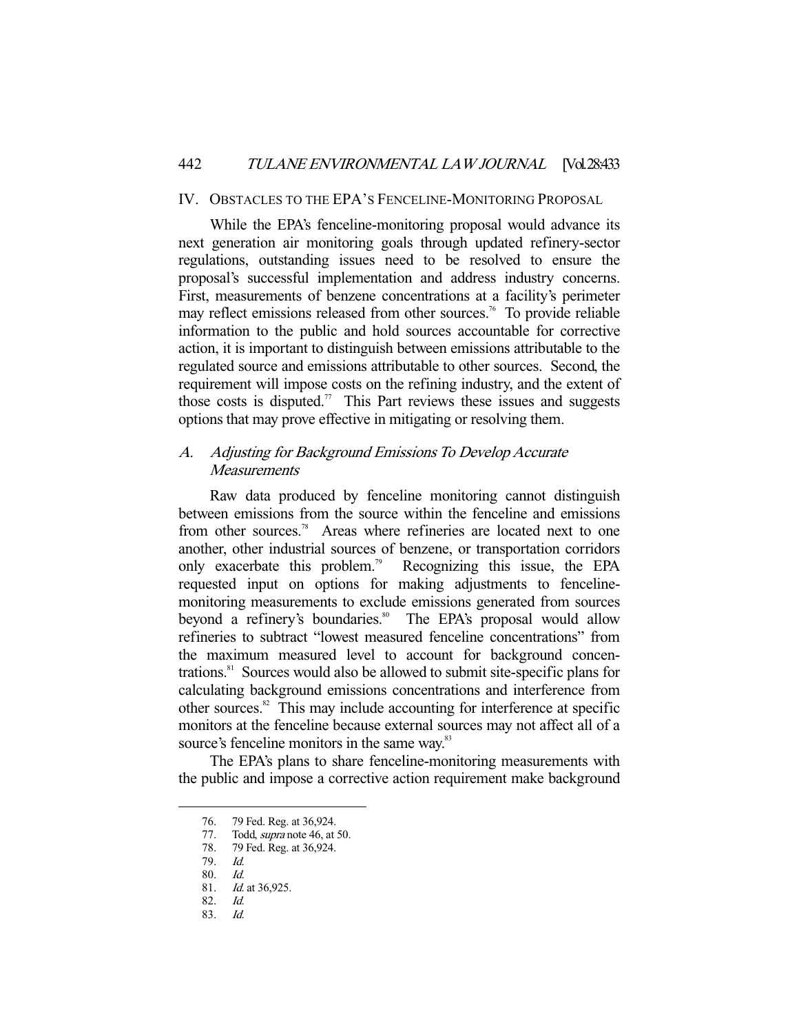## IV. Obstacles to the EPA's Fenceline-Monitoring Proposal

While the EPA's fenceline-monitoring proposal would advance its next generation air monitoring goals through updated refinery-sector regulations, outstanding issues need to be resolved to ensure the proposal's successful implementation and address industry concerns. First, measurements of benzene concentrations at a facility's perimeter may reflect emissions released from other sources.[76] To provide reliable information to the public and hold sources accountable for corrective action, it is important to distinguish between emissions attributable to the regulated source and emissions attributable to other sources. Second, the requirement will impose costs on the refining industry, and the extent of those costs is disputed.[77] This Part reviews these issues and suggests options that may prove effective in mitigating or resolving them.

### A. *Adjusting for Background Emissions To Develop Accurate Measurements*

Raw data produced by fenceline monitoring cannot distinguish between emissions from the source within the fenceline and emissions from other sources.[78] Areas where refineries are located next to one another, other industrial sources of benzene, or transportation corridors only exacerbate this problem.[79] Recognizing this issue, the EPA requested input on options for making adjustments to fenceline-monitoring measurements to exclude emissions generated from sources beyond a refinery's boundaries.[80] The EPA's proposal would allow refineries to subtract "lowest measured fenceline concentrations" from the maximum measured level to account for background concentrations.[81] Sources would also be allowed to submit site-specific plans for calculating background emissions concentrations and interference from other sources.[82] This may include accounting for interference at specific monitors at the fenceline because external sources may not affect all of a source's fenceline monitors in the same way.[83]

The EPA's plans to share fenceline-monitoring measurements with the public and impose a corrective action requirement make background

---

76. 79 Fed. Reg. at 36,924.
77. Todd, *supra* note 46, at 50.
78. 79 Fed. Reg. at 36,924.
79. *Id.*
80. *Id.*
81. *Id.* at 36,925.
82. *Id.*
83. *Id.*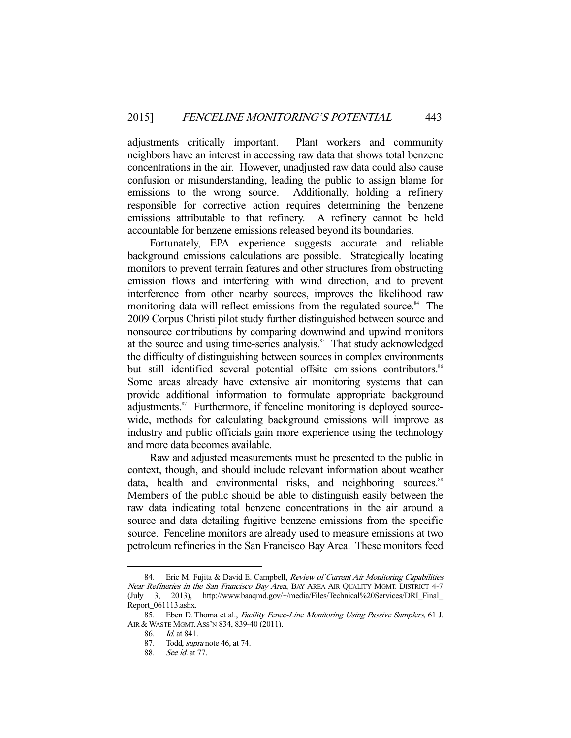adjustments critically important. Plant workers and community neighbors have an interest in accessing raw data that shows total benzene concentrations in the air. However, unadjusted raw data could also cause confusion or misunderstanding, leading the public to assign blame for emissions to the wrong source. Additionally, holding a refinery responsible for corrective action requires determining the benzene emissions attributable to that refinery. A refinery cannot be held accountable for benzene emissions released beyond its boundaries.

Fortunately, EPA experience suggests accurate and reliable background emissions calculations are possible. Strategically locating monitors to prevent terrain features and other structures from obstructing emission flows and interfering with wind direction, and to prevent interference from other nearby sources, improves the likelihood raw monitoring data will reflect emissions from the regulated source.[84] The 2009 Corpus Christi pilot study further distinguished between source and nonsource contributions by comparing downwind and upwind monitors at the source and using time-series analysis.[85] That study acknowledged the difficulty of distinguishing between sources in complex environments but still identified several potential offsite emissions contributors.[86] Some areas already have extensive air monitoring systems that can provide additional information to formulate appropriate background adjustments.[87] Furthermore, if fenceline monitoring is deployed source-wide, methods for calculating background emissions will improve as industry and public officials gain more experience using the technology and more data becomes available.

Raw and adjusted measurements must be presented to the public in context, though, and should include relevant information about weather data, health and environmental risks, and neighboring sources.[88] Members of the public should be able to distinguish easily between the raw data indicating total benzene concentrations in the air around a source and data detailing fugitive benzene emissions from the specific source. Fenceline monitors are already used to measure emissions at two petroleum refineries in the San Francisco Bay Area. These monitors feed

---

84. Eric M. Fujita & David E. Campbell, *Review of Current Air Monitoring Capabilities Near Refineries in the San Francisco Bay Area*, BAY AREA AIR QUALITY MGMT. DISTRICT 4-7 (July 3, 2013), http://www.baaqmd.gov/~/media/Files/Technical%20Services/DRI_Final_Report_061113.ashx.

85. Eben D. Thoma et al., *Facility Fence-Line Monitoring Using Passive Samplers*, 61 J. AIR & WASTE MGMT. ASS'N 834, 839-40 (2011).

86. *Id.* at 841.

87. Todd, *supra* note 46, at 74.

88. *See id.* at 77.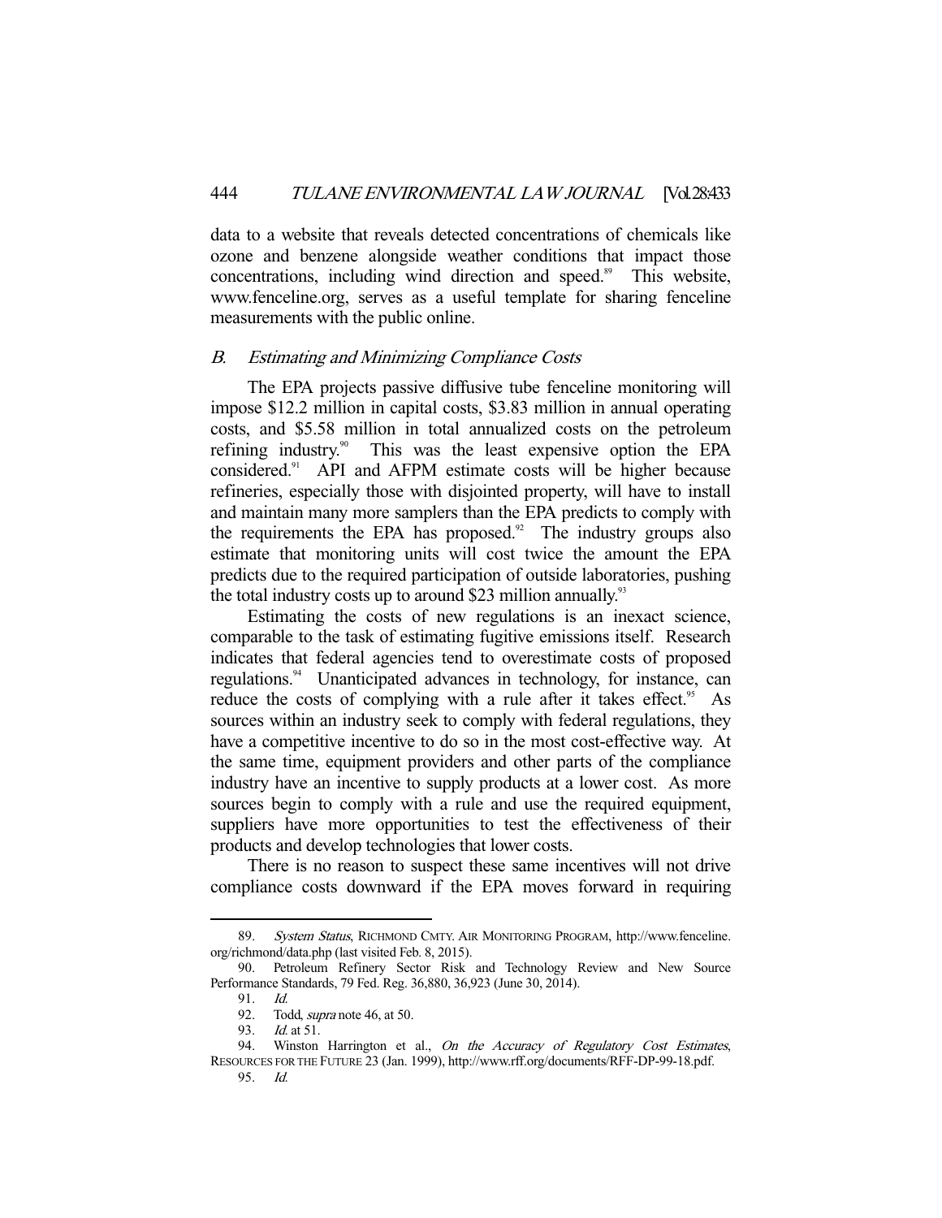data to a website that reveals detected concentrations of chemicals like ozone and benzene alongside weather conditions that impact those concentrations, including wind direction and speed.[89] This website, www.fenceline.org, serves as a useful template for sharing fenceline measurements with the public online.

### *B. Estimating and Minimizing Compliance Costs*

The EPA projects passive diffusive tube fenceline monitoring will impose \$12.2 million in capital costs, \$3.83 million in annual operating costs, and \$5.58 million in total annualized costs on the petroleum refining industry.[90] This was the least expensive option the EPA considered.[91] API and AFPM estimate costs will be higher because refineries, especially those with disjointed property, will have to install and maintain many more samplers than the EPA predicts to comply with the requirements the EPA has proposed.[92] The industry groups also estimate that monitoring units will cost twice the amount the EPA predicts due to the required participation of outside laboratories, pushing the total industry costs up to around \$23 million annually.[93]

Estimating the costs of new regulations is an inexact science, comparable to the task of estimating fugitive emissions itself. Research indicates that federal agencies tend to overestimate costs of proposed regulations.[94] Unanticipated advances in technology, for instance, can reduce the costs of complying with a rule after it takes effect.[95] As sources within an industry seek to comply with federal regulations, they have a competitive incentive to do so in the most cost-effective way. At the same time, equipment providers and other parts of the compliance industry have an incentive to supply products at a lower cost. As more sources begin to comply with a rule and use the required equipment, suppliers have more opportunities to test the effectiveness of their products and develop technologies that lower costs.

There is no reason to suspect these same incentives will not drive compliance costs downward if the EPA moves forward in requiring

---

89. *System Status*, RICHMOND CMTY. AIR MONITORING PROGRAM, http://www.fenceline.org/richmond/data.php (last visited Feb. 8, 2015).

90. Petroleum Refinery Sector Risk and Technology Review and New Source Performance Standards, 79 Fed. Reg. 36,880, 36,923 (June 30, 2014).

91. *Id.*

92. Todd, *supra* note 46, at 50.

93. *Id.* at 51.

94. Winston Harrington et al., *On the Accuracy of Regulatory Cost Estimates*, RESOURCES FOR THE FUTURE 23 (Jan. 1999), http://www.rff.org/documents/RFF-DP-99-18.pdf.

95. *Id.*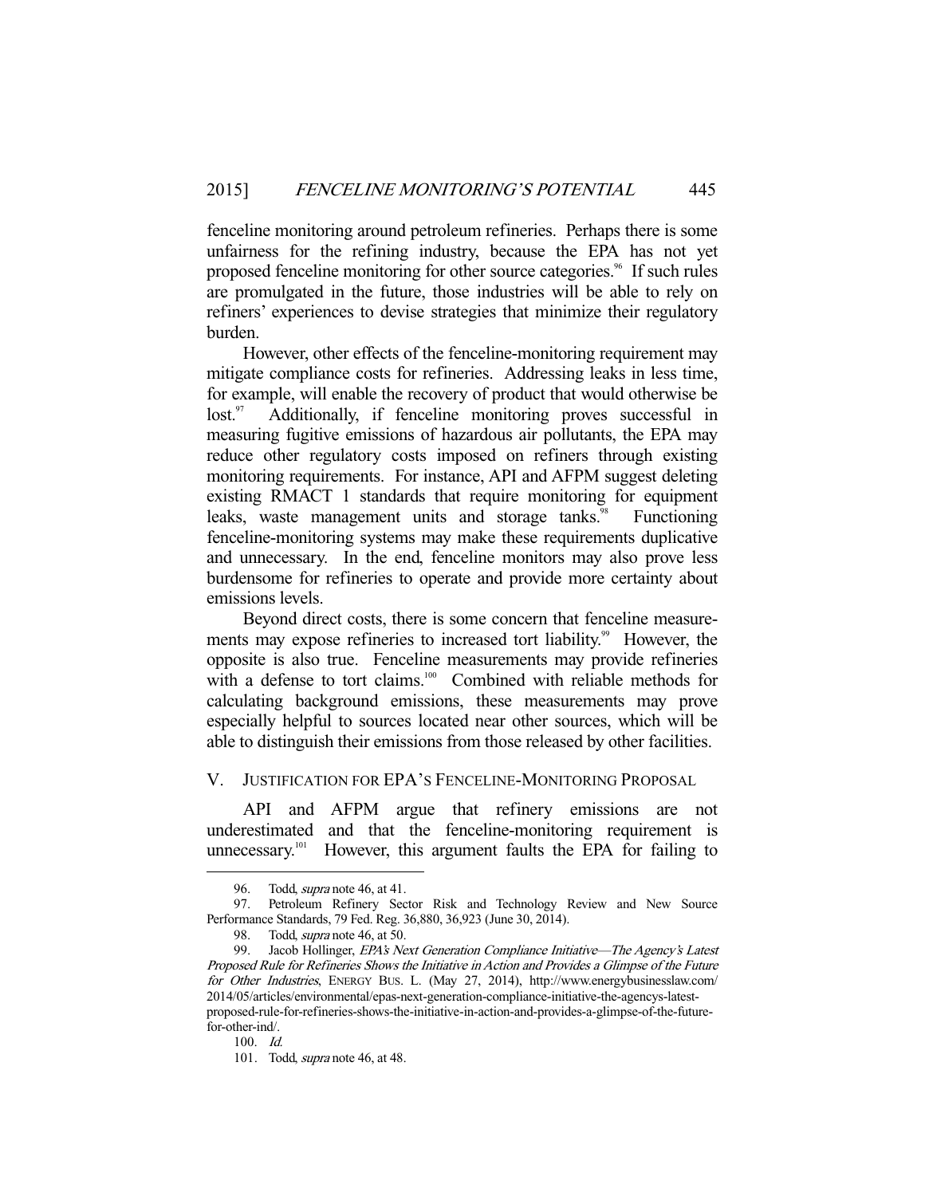fenceline monitoring around petroleum refineries. Perhaps there is some unfairness for the refining industry, because the EPA has not yet proposed fenceline monitoring for other source categories.[96] If such rules are promulgated in the future, those industries will be able to rely on refiners' experiences to devise strategies that minimize their regulatory burden.

However, other effects of the fenceline-monitoring requirement may mitigate compliance costs for refineries. Addressing leaks in less time, for example, will enable the recovery of product that would otherwise be lost.[97] Additionally, if fenceline monitoring proves successful in measuring fugitive emissions of hazardous air pollutants, the EPA may reduce other regulatory costs imposed on refiners through existing monitoring requirements. For instance, API and AFPM suggest deleting existing RMACT 1 standards that require monitoring for equipment leaks, waste management units and storage tanks.[98] Functioning fenceline-monitoring systems may make these requirements duplicative and unnecessary. In the end, fenceline monitors may also prove less burdensome for refineries to operate and provide more certainty about emissions levels.

Beyond direct costs, there is some concern that fenceline measurements may expose refineries to increased tort liability.[99] However, the opposite is also true. Fenceline measurements may provide refineries with a defense to tort claims.[100] Combined with reliable methods for calculating background emissions, these measurements may prove especially helpful to sources located near other sources, which will be able to distinguish their emissions from those released by other facilities.

## V. JUSTIFICATION FOR EPA'S FENCELINE-MONITORING PROPOSAL

API and AFPM argue that refinery emissions are not underestimated and that the fenceline-monitoring requirement is unnecessary.[101] However, this argument faults the EPA for failing to

---

96. Todd, *supra* note 46, at 41.

97. Petroleum Refinery Sector Risk and Technology Review and New Source Performance Standards, 79 Fed. Reg. 36,880, 36,923 (June 30, 2014).

98. Todd, *supra* note 46, at 50.

99. Jacob Hollinger, *EPA's Next Generation Compliance Initiative—The Agency's Latest Proposed Rule for Refineries Shows the Initiative in Action and Provides a Glimpse of the Future for Other Industries*, ENERGY BUS. L. (May 27, 2014), http://www.energybusinesslaw.com/2014/05/articles/environmental/epas-next-generation-compliance-initiative-the-agencys-latest-proposed-rule-for-refineries-shows-the-initiative-in-action-and-provides-a-glimpse-of-the-future-for-other-ind/.

100. *Id.*

101. Todd, *supra* note 46, at 48.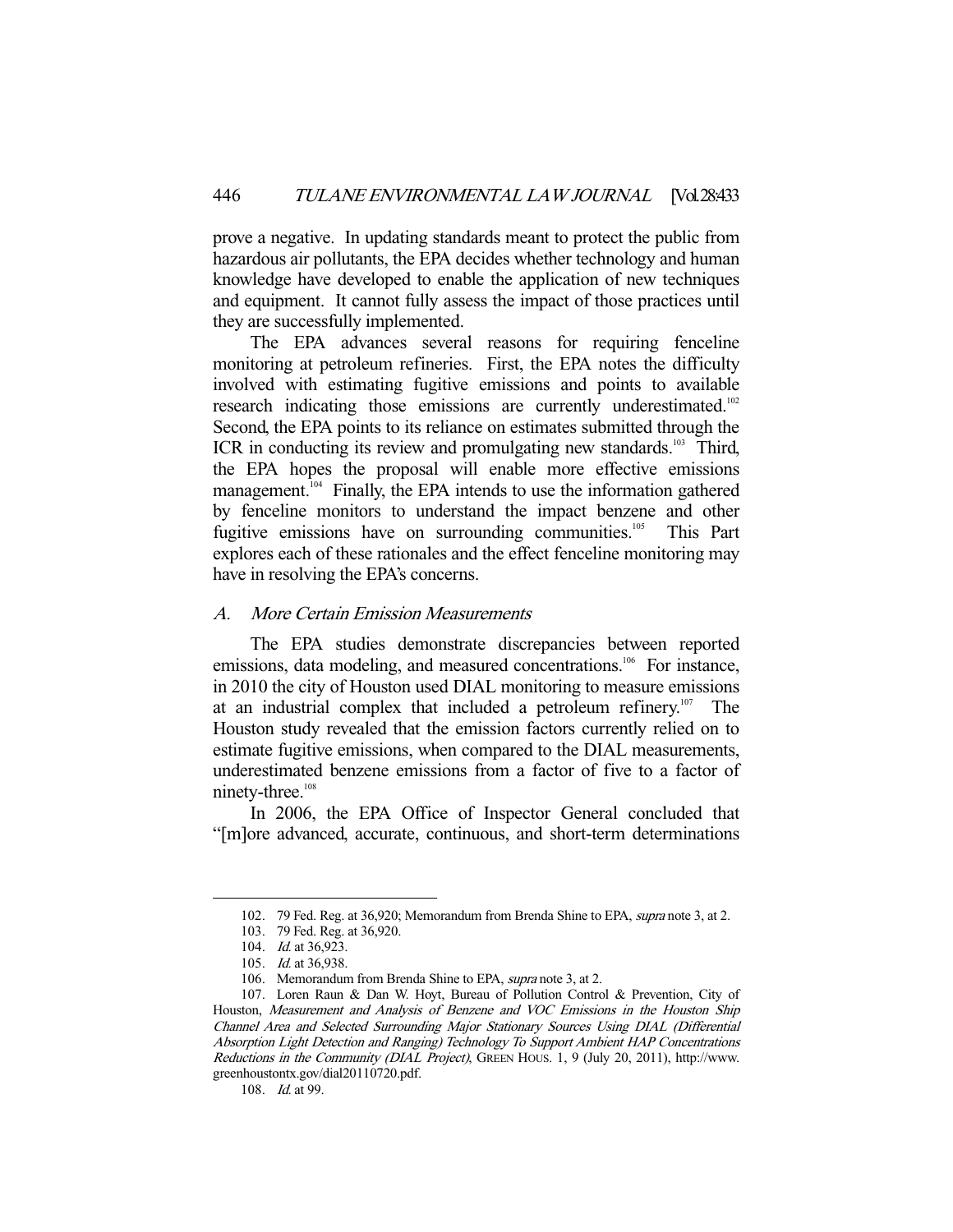prove a negative. In updating standards meant to protect the public from hazardous air pollutants, the EPA decides whether technology and human knowledge have developed to enable the application of new techniques and equipment. It cannot fully assess the impact of those practices until they are successfully implemented.

The EPA advances several reasons for requiring fenceline monitoring at petroleum refineries. First, the EPA notes the difficulty involved with estimating fugitive emissions and points to available research indicating those emissions are currently underestimated.[102] Second, the EPA points to its reliance on estimates submitted through the ICR in conducting its review and promulgating new standards.[103] Third, the EPA hopes the proposal will enable more effective emissions management.[104] Finally, the EPA intends to use the information gathered by fenceline monitors to understand the impact benzene and other fugitive emissions have on surrounding communities.[105] This Part explores each of these rationales and the effect fenceline monitoring may have in resolving the EPA's concerns.

### A. *More Certain Emission Measurements*

The EPA studies demonstrate discrepancies between reported emissions, data modeling, and measured concentrations.[106] For instance, in 2010 the city of Houston used DIAL monitoring to measure emissions at an industrial complex that included a petroleum refinery.[107] The Houston study revealed that the emission factors currently relied on to estimate fugitive emissions, when compared to the DIAL measurements, underestimated benzene emissions from a factor of five to a factor of ninety-three.[108]

In 2006, the EPA Office of Inspector General concluded that "[m]ore advanced, accurate, continuous, and short-term determinations

---

102. 79 Fed. Reg. at 36,920; Memorandum from Brenda Shine to EPA, *supra* note 3, at 2.

103. 79 Fed. Reg. at 36,920.

104. *Id.* at 36,923.

105. *Id.* at 36,938.

106. Memorandum from Brenda Shine to EPA, *supra* note 3, at 2.

107. Loren Raun & Dan W. Hoyt, Bureau of Pollution Control & Prevention, City of Houston, *Measurement and Analysis of Benzene and VOC Emissions in the Houston Ship Channel Area and Selected Surrounding Major Stationary Sources Using DIAL (Differential Absorption Light Detection and Ranging) Technology To Support Ambient HAP Concentrations Reductions in the Community (DIAL Project)*, GREEN HOUS. 1, 9 (July 20, 2011), http://www.greenhoustontx.gov/dial20110720.pdf.

108. *Id.* at 99.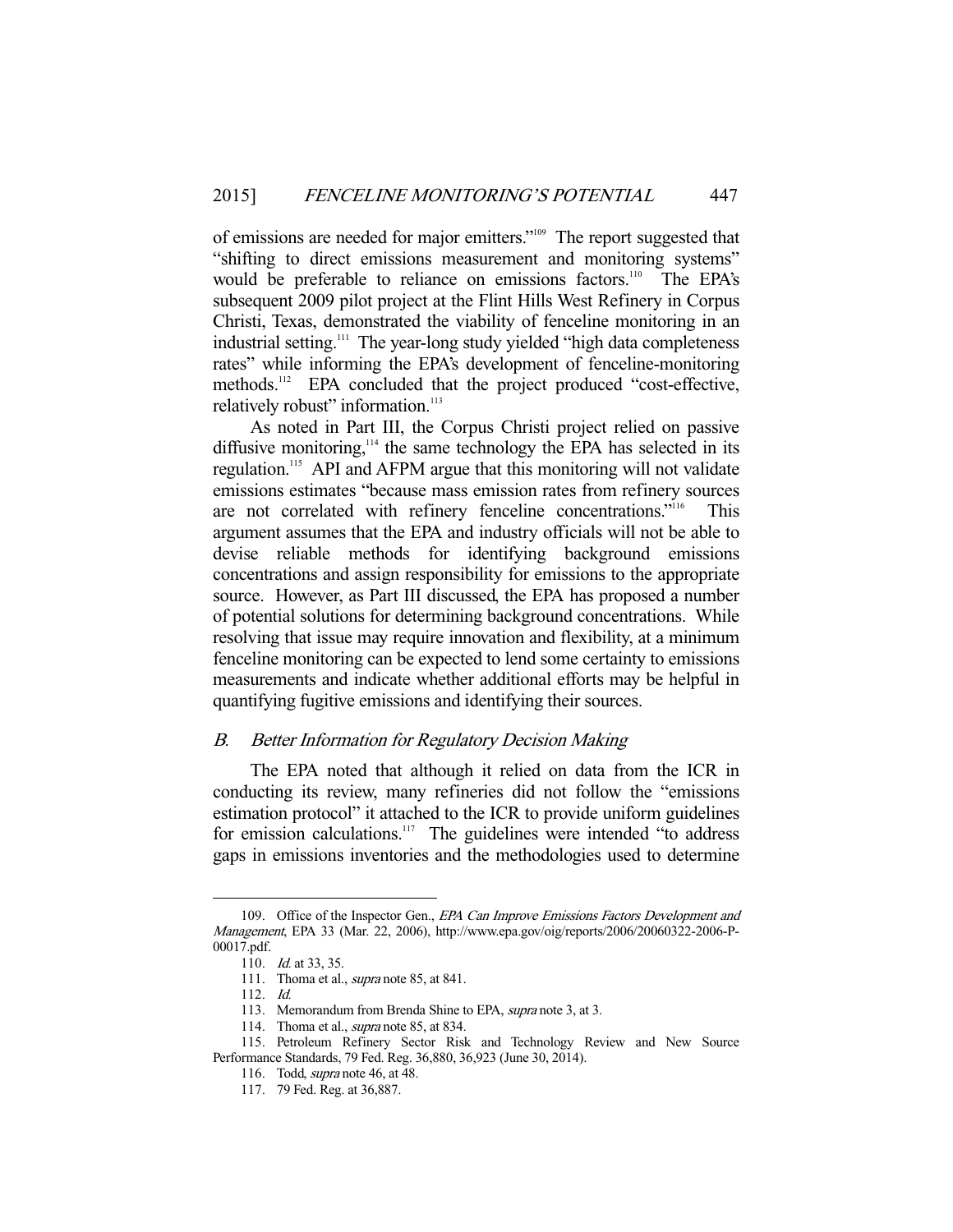of emissions are needed for major emitters."[109] The report suggested that "shifting to direct emissions measurement and monitoring systems" would be preferable to reliance on emissions factors.[110] The EPA's subsequent 2009 pilot project at the Flint Hills West Refinery in Corpus Christi, Texas, demonstrated the viability of fenceline monitoring in an industrial setting.[111] The year-long study yielded "high data completeness rates" while informing the EPA's development of fenceline-monitoring methods.[112] EPA concluded that the project produced "cost-effective, relatively robust" information.[113]

As noted in Part III, the Corpus Christi project relied on passive diffusive monitoring,[114] the same technology the EPA has selected in its regulation.[115] API and AFPM argue that this monitoring will not validate emissions estimates "because mass emission rates from refinery sources are not correlated with refinery fenceline concentrations."[116] This argument assumes that the EPA and industry officials will not be able to devise reliable methods for identifying background emissions concentrations and assign responsibility for emissions to the appropriate source. However, as Part III discussed, the EPA has proposed a number of potential solutions for determining background concentrations. While resolving that issue may require innovation and flexibility, at a minimum fenceline monitoring can be expected to lend some certainty to emissions measurements and indicate whether additional efforts may be helpful in quantifying fugitive emissions and identifying their sources.

### *B. Better Information for Regulatory Decision Making*

The EPA noted that although it relied on data from the ICR in conducting its review, many refineries did not follow the "emissions estimation protocol" it attached to the ICR to provide uniform guidelines for emission calculations.[117] The guidelines were intended "to address gaps in emissions inventories and the methodologies used to determine

---

109. Office of the Inspector Gen., *EPA Can Improve Emissions Factors Development and Management*, EPA 33 (Mar. 22, 2006), http://www.epa.gov/oig/reports/2006/20060322-2006-P-00017.pdf.

110. *Id.* at 33, 35.

111. Thoma et al., *supra* note 85, at 841.

112. *Id.*

113. Memorandum from Brenda Shine to EPA, *supra* note 3, at 3.

114. Thoma et al., *supra* note 85, at 834.

115. Petroleum Refinery Sector Risk and Technology Review and New Source Performance Standards, 79 Fed. Reg. 36,880, 36,923 (June 30, 2014).

116. Todd, *supra* note 46, at 48.

117. 79 Fed. Reg. at 36,887.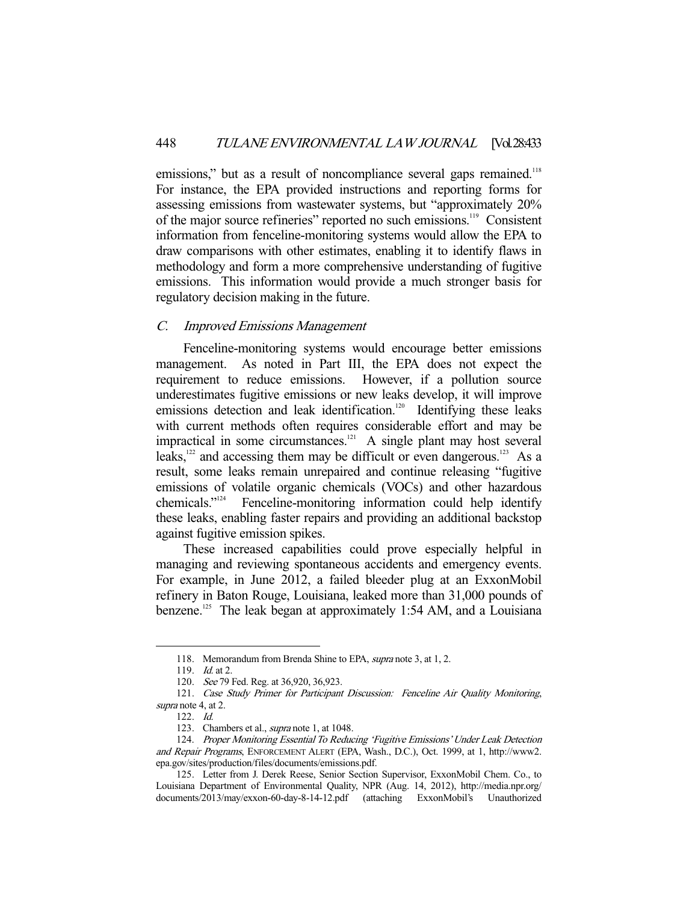emissions," but as a result of noncompliance several gaps remained.[118] For instance, the EPA provided instructions and reporting forms for assessing emissions from wastewater systems, but "approximately 20% of the major source refineries" reported no such emissions.[119] Consistent information from fenceline-monitoring systems would allow the EPA to draw comparisons with other estimates, enabling it to identify flaws in methodology and form a more comprehensive understanding of fugitive emissions. This information would provide a much stronger basis for regulatory decision making in the future.

### *C. Improved Emissions Management*

Fenceline-monitoring systems would encourage better emissions management. As noted in Part III, the EPA does not expect the requirement to reduce emissions. However, if a pollution source underestimates fugitive emissions or new leaks develop, it will improve emissions detection and leak identification.[120] Identifying these leaks with current methods often requires considerable effort and may be impractical in some circumstances.[121] A single plant may host several leaks,[122] and accessing them may be difficult or even dangerous.[123] As a result, some leaks remain unrepaired and continue releasing "fugitive emissions of volatile organic chemicals (VOCs) and other hazardous chemicals."[124] Fenceline-monitoring information could help identify these leaks, enabling faster repairs and providing an additional backstop against fugitive emission spikes.

These increased capabilities could prove especially helpful in managing and reviewing spontaneous accidents and emergency events. For example, in June 2012, a failed bleeder plug at an ExxonMobil refinery in Baton Rouge, Louisiana, leaked more than 31,000 pounds of benzene.[125] The leak began at approximately 1:54 AM, and a Louisiana

---

118. Memorandum from Brenda Shine to EPA, *supra* note 3, at 1, 2.

119. *Id.* at 2.

120. *See* 79 Fed. Reg. at 36,920, 36,923.

121. *Case Study Primer for Participant Discussion: Fenceline Air Quality Monitoring*, *supra* note 4, at 2.

122. *Id.*

123. Chambers et al., *supra* note 1, at 1048.

124. *Proper Monitoring Essential To Reducing 'Fugitive Emissions' Under Leak Detection and Repair Programs*, ENFORCEMENT ALERT (EPA, Wash., D.C.), Oct. 1999, at 1, http://www2.epa.gov/sites/production/files/documents/emissions.pdf.

125. Letter from J. Derek Reese, Senior Section Supervisor, ExxonMobil Chem. Co., to Louisiana Department of Environmental Quality, NPR (Aug. 14, 2012), http://media.npr.org/documents/2013/may/exxon-60-day-8-14-12.pdf (attaching ExxonMobil's Unauthorized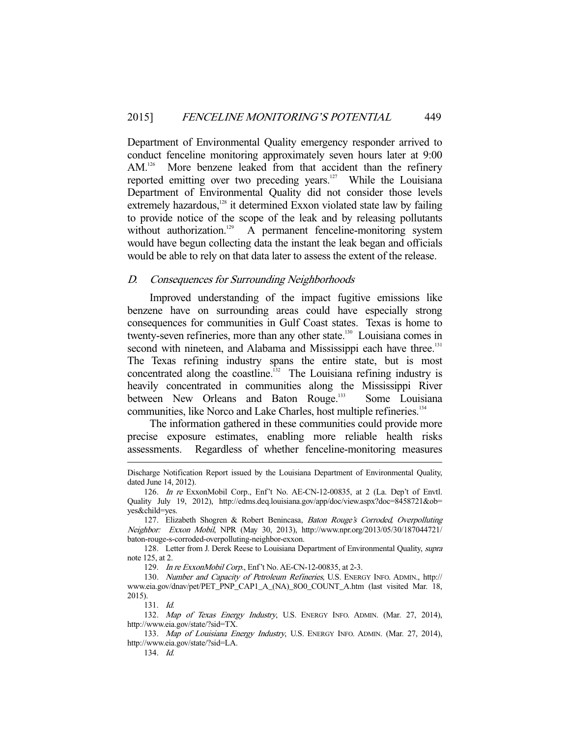Department of Environmental Quality emergency responder arrived to conduct fenceline monitoring approximately seven hours later at 9:00 AM.[126] More benzene leaked from that accident than the refinery reported emitting over two preceding years.[127] While the Louisiana Department of Environmental Quality did not consider those levels extremely hazardous,[128] it determined Exxon violated state law by failing to provide notice of the scope of the leak and by releasing pollutants without authorization.[129] A permanent fenceline-monitoring system would have begun collecting data the instant the leak began and officials would be able to rely on that data later to assess the extent of the release.

### *D. Consequences for Surrounding Neighborhoods*

Improved understanding of the impact fugitive emissions like benzene have on surrounding areas could have especially strong consequences for communities in Gulf Coast states. Texas is home to twenty-seven refineries, more than any other state.[130] Louisiana comes in second with nineteen, and Alabama and Mississippi each have three.[131] The Texas refining industry spans the entire state, but is most concentrated along the coastline.[132] The Louisiana refining industry is heavily concentrated in communities along the Mississippi River between New Orleans and Baton Rouge.[133] Some Louisiana communities, like Norco and Lake Charles, host multiple refineries.[134]

The information gathered in these communities could provide more precise exposure estimates, enabling more reliable health risks assessments. Regardless of whether fenceline-monitoring measures

---

Discharge Notification Report issued by the Louisiana Department of Environmental Quality, dated June 14, 2012).

126. *In re* ExxonMobil Corp., Enf't No. AE-CN-12-00835, at 2 (La. Dep't of Envtl. Quality July 19, 2012), http://edms.deq.louisiana.gov/app/doc/view.aspx?doc=8458721&ob=yes&child=yes.

127. Elizabeth Shogren & Robert Benincasa, *Baton Rouge's Corroded, Overpolluting Neighbor: Exxon Mobil*, NPR (May 30, 2013), http://www.npr.org/2013/05/30/187044721/baton-rouge-s-corroded-overpolluting-neighbor-exxon.

128. Letter from J. Derek Reese to Louisiana Department of Environmental Quality, *supra* note 125, at 2.

129. *In re ExxonMobil Corp.*, Enf't No. AE-CN-12-00835, at 2-3.

130. *Number and Capacity of Petroleum Refineries*, U.S. ENERGY INFO. ADMIN., http://www.eia.gov/dnav/pet/PET_PNP_CAP1_A_(NA)_8O0_COUNT_A.htm (last visited Mar. 18, 2015).

131. *Id.*

132. *Map of Texas Energy Industry*, U.S. ENERGY INFO. ADMIN. (Mar. 27, 2014), http://www.eia.gov/state/?sid=TX.

133. *Map of Louisiana Energy Industry*, U.S. ENERGY INFO. ADMIN. (Mar. 27, 2014), http://www.eia.gov/state/?sid=LA.

134. *Id.*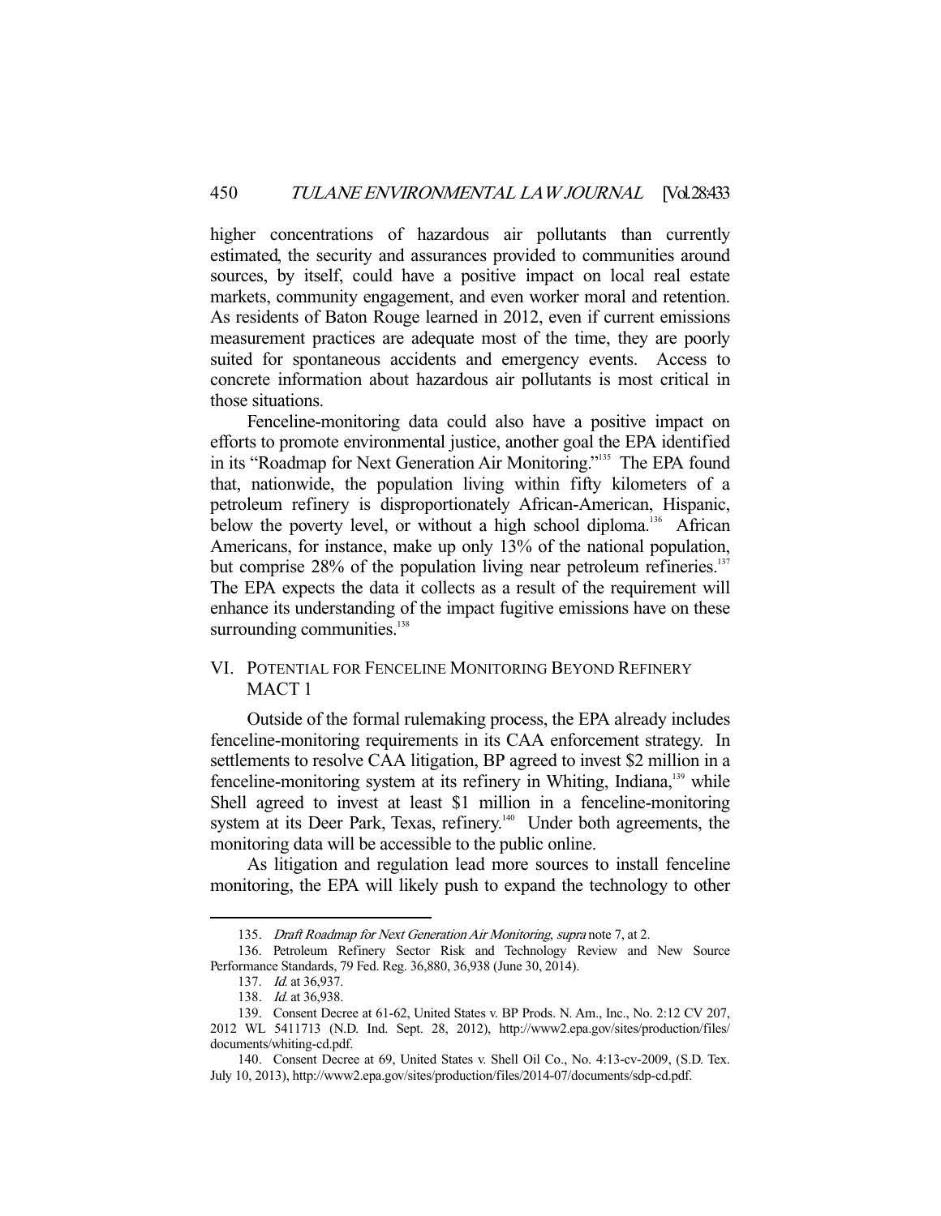higher concentrations of hazardous air pollutants than currently estimated, the security and assurances provided to communities around sources, by itself, could have a positive impact on local real estate markets, community engagement, and even worker moral and retention. As residents of Baton Rouge learned in 2012, even if current emissions measurement practices are adequate most of the time, they are poorly suited for spontaneous accidents and emergency events. Access to concrete information about hazardous air pollutants is most critical in those situations.

Fenceline-monitoring data could also have a positive impact on efforts to promote environmental justice, another goal the EPA identified in its "Roadmap for Next Generation Air Monitoring."[135] The EPA found that, nationwide, the population living within fifty kilometers of a petroleum refinery is disproportionately African-American, Hispanic, below the poverty level, or without a high school diploma.[136] African Americans, for instance, make up only 13% of the national population, but comprise 28% of the population living near petroleum refineries.[137] The EPA expects the data it collects as a result of the requirement will enhance its understanding of the impact fugitive emissions have on these surrounding communities.[138]

## VI. Potential for Fenceline Monitoring Beyond Refinery MACT 1

Outside of the formal rulemaking process, the EPA already includes fenceline-monitoring requirements in its CAA enforcement strategy. In settlements to resolve CAA litigation, BP agreed to invest $2 million in a fenceline-monitoring system at its refinery in Whiting, Indiana,[139] while Shell agreed to invest at least $1 million in a fenceline-monitoring system at its Deer Park, Texas, refinery.[140] Under both agreements, the monitoring data will be accessible to the public online.

As litigation and regulation lead more sources to install fenceline monitoring, the EPA will likely push to expand the technology to other

---

135. *Draft Roadmap for Next Generation Air Monitoring*, *supra* note 7, at 2.

136. Petroleum Refinery Sector Risk and Technology Review and New Source Performance Standards, 79 Fed. Reg. 36,880, 36,938 (June 30, 2014).

137. *Id.* at 36,937.

138. *Id.* at 36,938.

139. Consent Decree at 61-62, United States v. BP Prods. N. Am., Inc., No. 2:12 CV 207, 2012 WL 5411713 (N.D. Ind. Sept. 28, 2012), http://www2.epa.gov/sites/production/files/documents/whiting-cd.pdf.

140. Consent Decree at 69, United States v. Shell Oil Co., No. 4:13-cv-2009, (S.D. Tex. July 10, 2013), http://www2.epa.gov/sites/production/files/2014-07/documents/sdp-cd.pdf.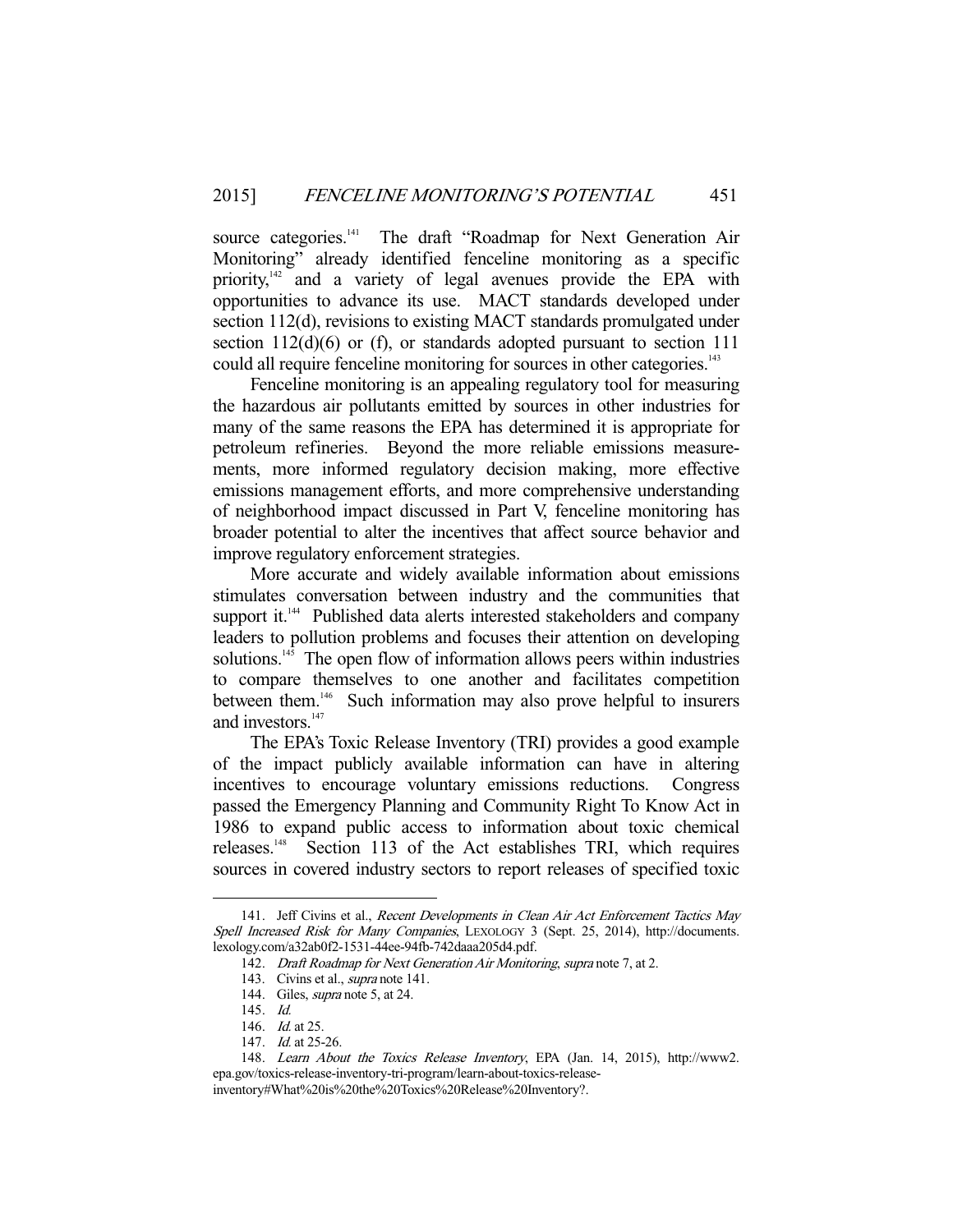source categories.[141] The draft "Roadmap for Next Generation Air Monitoring" already identified fenceline monitoring as a specific priority,[142] and a variety of legal avenues provide the EPA with opportunities to advance its use. MACT standards developed under section 112(d), revisions to existing MACT standards promulgated under section 112(d)(6) or (f), or standards adopted pursuant to section 111 could all require fenceline monitoring for sources in other categories.[143]

Fenceline monitoring is an appealing regulatory tool for measuring the hazardous air pollutants emitted by sources in other industries for many of the same reasons the EPA has determined it is appropriate for petroleum refineries. Beyond the more reliable emissions measurements, more informed regulatory decision making, more effective emissions management efforts, and more comprehensive understanding of neighborhood impact discussed in Part V, fenceline monitoring has broader potential to alter the incentives that affect source behavior and improve regulatory enforcement strategies.

More accurate and widely available information about emissions stimulates conversation between industry and the communities that support it.[144] Published data alerts interested stakeholders and company leaders to pollution problems and focuses their attention on developing solutions.[145] The open flow of information allows peers within industries to compare themselves to one another and facilitates competition between them.[146] Such information may also prove helpful to insurers and investors.[147]

The EPA's Toxic Release Inventory (TRI) provides a good example of the impact publicly available information can have in altering incentives to encourage voluntary emissions reductions. Congress passed the Emergency Planning and Community Right To Know Act in 1986 to expand public access to information about toxic chemical releases.[148] Section 113 of the Act establishes TRI, which requires sources in covered industry sectors to report releases of specified toxic

---

141. Jeff Civins et al., *Recent Developments in Clean Air Act Enforcement Tactics May Spell Increased Risk for Many Companies*, LEXOLOGY 3 (Sept. 25, 2014), http://documents.lexology.com/a32ab0f2-1531-44ee-94fb-742daaa205d4.pdf.

142. *Draft Roadmap for Next Generation Air Monitoring*, *supra* note 7, at 2.

143. Civins et al., *supra* note 141.

144. Giles, *supra* note 5, at 24.

145. *Id.*

146. *Id.* at 25.

147. *Id.* at 25-26.

148. *Learn About the Toxics Release Inventory*, EPA (Jan. 14, 2015), http://www2.epa.gov/toxics-release-inventory-tri-program/learn-about-toxics-release-inventory#What%20is%20the%20Toxics%20Release%20Inventory?.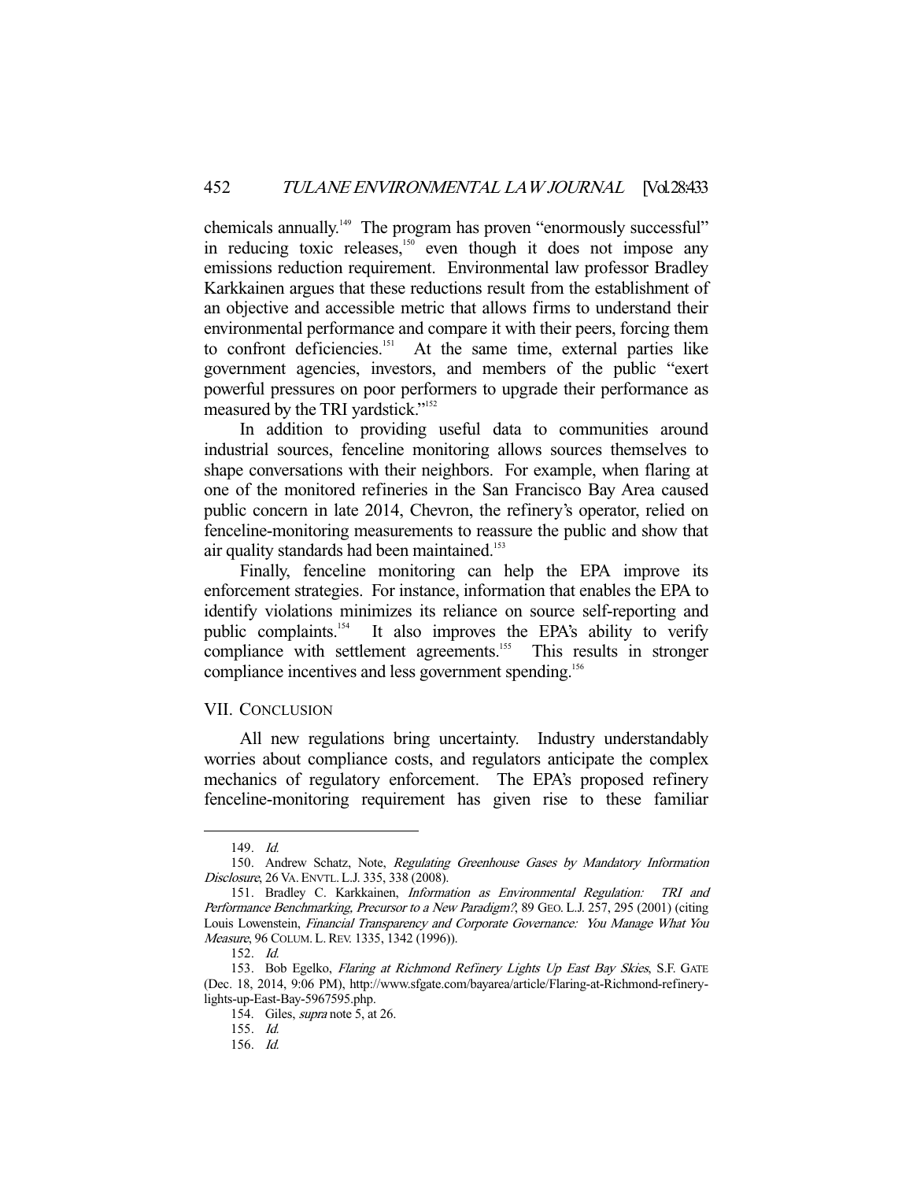chemicals annually.[149] The program has proven "enormously successful" in reducing toxic releases,[150] even though it does not impose any emissions reduction requirement. Environmental law professor Bradley Karkkainen argues that these reductions result from the establishment of an objective and accessible metric that allows firms to understand their environmental performance and compare it with their peers, forcing them to confront deficiencies.[151] At the same time, external parties like government agencies, investors, and members of the public "exert powerful pressures on poor performers to upgrade their performance as measured by the TRI yardstick."[152]

In addition to providing useful data to communities around industrial sources, fenceline monitoring allows sources themselves to shape conversations with their neighbors. For example, when flaring at one of the monitored refineries in the San Francisco Bay Area caused public concern in late 2014, Chevron, the refinery's operator, relied on fenceline-monitoring measurements to reassure the public and show that air quality standards had been maintained.[153]

Finally, fenceline monitoring can help the EPA improve its enforcement strategies. For instance, information that enables the EPA to identify violations minimizes its reliance on source self-reporting and public complaints.[154] It also improves the EPA's ability to verify compliance with settlement agreements.[155] This results in stronger compliance incentives and less government spending.[156]

## VII. CONCLUSION

All new regulations bring uncertainty. Industry understandably worries about compliance costs, and regulators anticipate the complex mechanics of regulatory enforcement. The EPA's proposed refinery fenceline-monitoring requirement has given rise to these familiar

---

149. *Id.*

150. Andrew Schatz, Note, *Regulating Greenhouse Gases by Mandatory Information Disclosure*, 26 VA. ENVTL. L.J. 335, 338 (2008).

151. Bradley C. Karkkainen, *Information as Environmental Regulation: TRI and Performance Benchmarking, Precursor to a New Paradigm?*, 89 GEO. L.J. 257, 295 (2001) (citing Louis Lowenstein, *Financial Transparency and Corporate Governance: You Manage What You Measure*, 96 COLUM. L. REV. 1335, 1342 (1996)).

152. *Id.*

153. Bob Egelko, *Flaring at Richmond Refinery Lights Up East Bay Skies*, S.F. GATE (Dec. 18, 2014, 9:06 PM), http://www.sfgate.com/bayarea/article/Flaring-at-Richmond-refinery-lights-up-East-Bay-5967595.php.

154. Giles, *supra* note 5, at 26.

155. *Id.*

156. *Id.*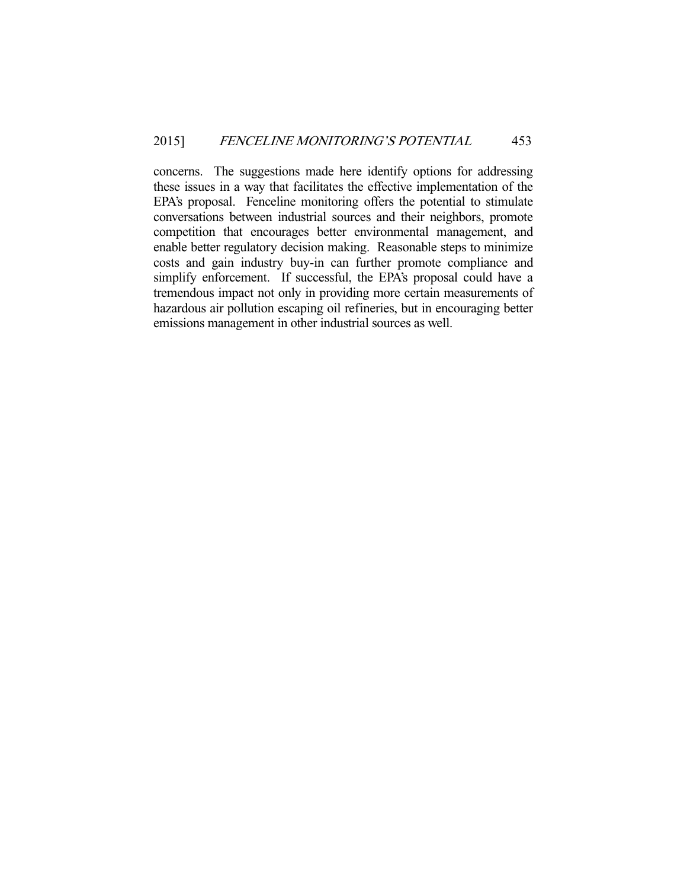concerns. The suggestions made here identify options for addressing these issues in a way that facilitates the effective implementation of the EPA's proposal. Fenceline monitoring offers the potential to stimulate conversations between industrial sources and their neighbors, promote competition that encourages better environmental management, and enable better regulatory decision making. Reasonable steps to minimize costs and gain industry buy-in can further promote compliance and simplify enforcement. If successful, the EPA's proposal could have a tremendous impact not only in providing more certain measurements of hazardous air pollution escaping oil refineries, but in encouraging better emissions management in other industrial sources as well.